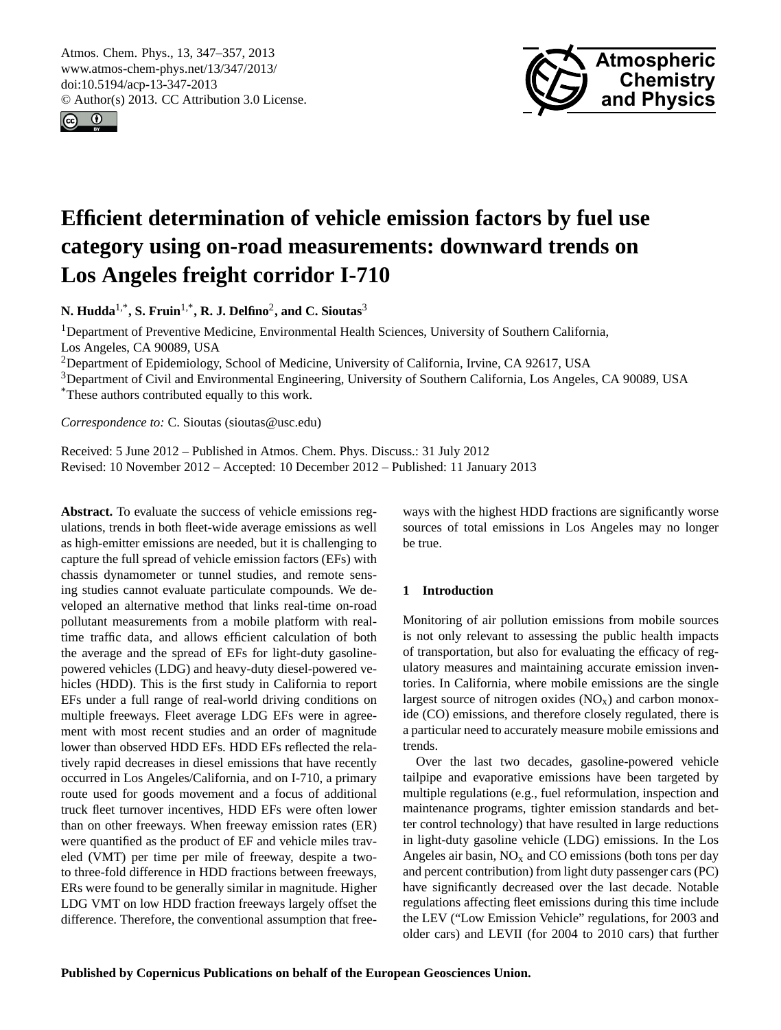# Efficient determination of vehicle emission factors by fuel use category using on-road measurements: downward trends on Los Angeles freight corridor I-710

**N. Hudda**[1,*], **S. Fruin**[1,*], **R. J. Delfino**[2], **and C. Sioutas**[3]

[1]Department of Preventive Medicine, Environmental Health Sciences, University of Southern California, Los Angeles, CA 90089, USA
[2]Department of Epidemiology, School of Medicine, University of California, Irvine, CA 92617, USA
[3]Department of Civil and Environmental Engineering, University of Southern California, Los Angeles, CA 90089, USA
[*]These authors contributed equally to this work.

*Correspondence to:* C. Sioutas (sioutas@usc.edu)

Received: 5 June 2012 – Published in Atmos. Chem. Phys. Discuss.: 31 July 2012
Revised: 10 November 2012 – Accepted: 10 December 2012 – Published: 11 January 2013

**Abstract.** To evaluate the success of vehicle emissions regulations, trends in both fleet-wide average emissions as well as high-emitter emissions are needed, but it is challenging to capture the full spread of vehicle emission factors (EFs) with chassis dynamometer or tunnel studies, and remote sensing studies cannot evaluate particulate compounds. We developed an alternative method that links real-time on-road pollutant measurements from a mobile platform with real-time traffic data, and allows efficient calculation of both the average and the spread of EFs for light-duty gasoline-powered vehicles (LDG) and heavy-duty diesel-powered vehicles (HDD). This is the first study in California to report EFs under a full range of real-world driving conditions on multiple freeways. Fleet average LDG EFs were in agreement with most recent studies and an order of magnitude lower than observed HDD EFs. HDD EFs reflected the relatively rapid decreases in diesel emissions that have recently occurred in Los Angeles/California, and on I-710, a primary route used for goods movement and a focus of additional truck fleet turnover incentives, HDD EFs were often lower than on other freeways. When freeway emission rates (ER) were quantified as the product of EF and vehicle miles traveled (VMT) per time per mile of freeway, despite a two- to three-fold difference in HDD fractions between freeways, ERs were found to be generally similar in magnitude. Higher LDG VMT on low HDD fraction freeways largely offset the difference. Therefore, the conventional assumption that freeways with the highest HDD fractions are significantly worse sources of total emissions in Los Angeles may no longer be true.

## 1 Introduction

Monitoring of air pollution emissions from mobile sources is not only relevant to assessing the public health impacts of transportation, but also for evaluating the efficacy of regulatory measures and maintaining accurate emission inventories. In California, where mobile emissions are the single largest source of nitrogen oxides ($NO_x$) and carbon monoxide (CO) emissions, and therefore closely regulated, there is a particular need to accurately measure mobile emissions and trends.

Over the last two decades, gasoline-powered vehicle tailpipe and evaporative emissions have been targeted by multiple regulations (e.g., fuel reformulation, inspection and maintenance programs, tighter emission standards and better control technology) that have resulted in large reductions in light-duty gasoline vehicle (LDG) emissions. In the Los Angeles air basin, $NO_x$ and CO emissions (both tons per day and percent contribution) from light duty passenger cars (PC) have significantly decreased over the last decade. Notable regulations affecting fleet emissions during this time include the LEV ("Low Emission Vehicle" regulations, for 2003 and older cars) and LEVII (for 2004 to 2010 cars) that further

**Published by Copernicus Publications on behalf of the European Geosciences Union.**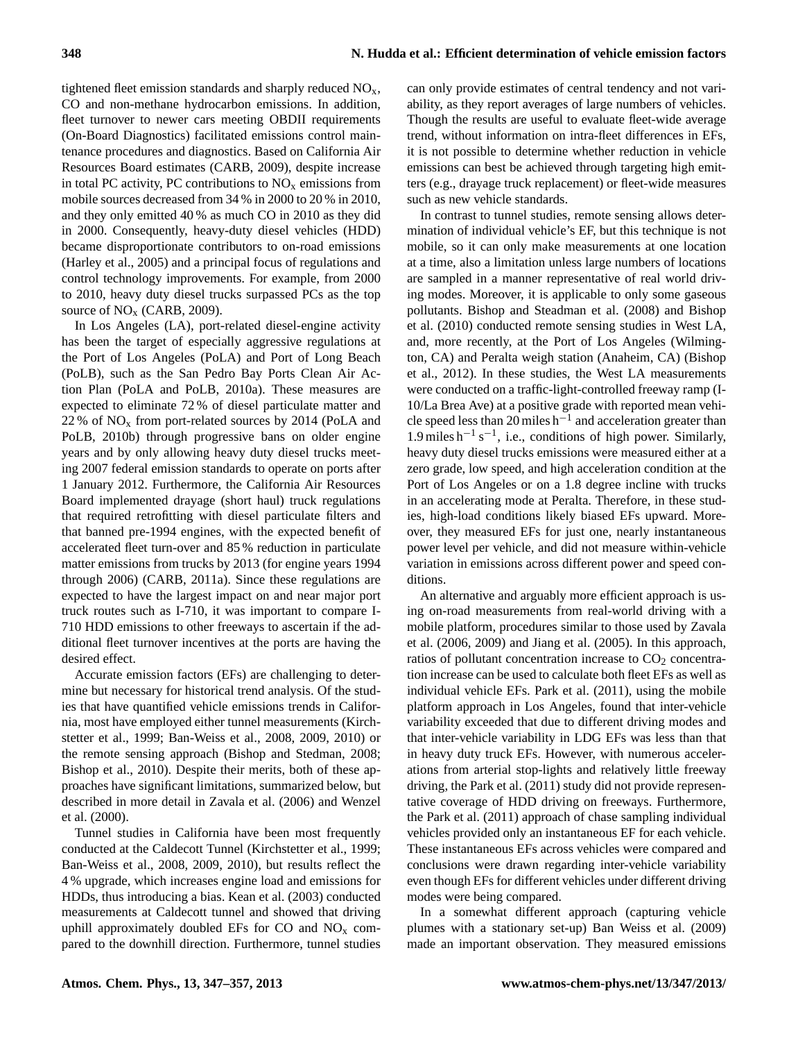tightened fleet emission standards and sharply reduced $NO_x$, CO and non-methane hydrocarbon emissions. In addition, fleet turnover to newer cars meeting OBDII requirements (On-Board Diagnostics) facilitated emissions control maintenance procedures and diagnostics. Based on California Air Resources Board estimates (CARB, 2009), despite increase in total PC activity, PC contributions to $NO_x$ emissions from mobile sources decreased from 34 % in 2000 to 20 % in 2010, and they only emitted 40 % as much CO in 2010 as they did in 2000. Consequently, heavy-duty diesel vehicles (HDD) became disproportionate contributors to on-road emissions (Harley et al., 2005) and a principal focus of regulations and control technology improvements. For example, from 2000 to 2010, heavy duty diesel trucks surpassed PCs as the top source of $NO_x$ (CARB, 2009).

In Los Angeles (LA), port-related diesel-engine activity has been the target of especially aggressive regulations at the Port of Los Angeles (PoLA) and Port of Long Beach (PoLB), such as the San Pedro Bay Ports Clean Air Action Plan (PoLA and PoLB, 2010a). These measures are expected to eliminate 72 % of diesel particulate matter and 22 % of $NO_x$ from port-related sources by 2014 (PoLA and PoLB, 2010b) through progressive bans on older engine years and by only allowing heavy duty diesel trucks meeting 2007 federal emission standards to operate on ports after 1 January 2012. Furthermore, the California Air Resources Board implemented drayage (short haul) truck regulations that required retrofitting with diesel particulate filters and that banned pre-1994 engines, with the expected benefit of accelerated fleet turn-over and 85 % reduction in particulate matter emissions from trucks by 2013 (for engine years 1994 through 2006) (CARB, 2011a). Since these regulations are expected to have the largest impact on and near major port truck routes such as I-710, it was important to compare I-710 HDD emissions to other freeways to ascertain if the additional fleet turnover incentives at the ports are having the desired effect.

Accurate emission factors (EFs) are challenging to determine but necessary for historical trend analysis. Of the studies that have quantified vehicle emissions trends in California, most have employed either tunnel measurements (Kirchstetter et al., 1999; Ban-Weiss et al., 2008, 2009, 2010) or the remote sensing approach (Bishop and Stedman, 2008; Bishop et al., 2010). Despite their merits, both of these approaches have significant limitations, summarized below, but described in more detail in Zavala et al. (2006) and Wenzel et al. (2000).

Tunnel studies in California have been most frequently conducted at the Caldecott Tunnel (Kirchstetter et al., 1999; Ban-Weiss et al., 2008, 2009, 2010), but results reflect the 4 % upgrade, which increases engine load and emissions for HDDs, thus introducing a bias. Kean et al. (2003) conducted measurements at Caldecott tunnel and showed that driving uphill approximately doubled EFs for CO and $NO_x$ compared to the downhill direction. Furthermore, tunnel studies can only provide estimates of central tendency and not variability, as they report averages of large numbers of vehicles. Though the results are useful to evaluate fleet-wide average trend, without information on intra-fleet differences in EFs, it is not possible to determine whether reduction in vehicle emissions can best be achieved through targeting high emitters (e.g., drayage truck replacement) or fleet-wide measures such as new vehicle standards.

In contrast to tunnel studies, remote sensing allows determination of individual vehicle's EF, but this technique is not mobile, so it can only make measurements at one location at a time, also a limitation unless large numbers of locations are sampled in a manner representative of real world driving modes. Moreover, it is applicable to only some gaseous pollutants. Bishop and Steadman et al. (2008) and Bishop et al. (2010) conducted remote sensing studies in West LA, and, more recently, at the Port of Los Angeles (Wilmington, CA) and Peralta weigh station (Anaheim, CA) (Bishop et al., 2012). In these studies, the West LA measurements were conducted on a traffic-light-controlled freeway ramp (I-10/La Brea Ave) at a positive grade with reported mean vehicle speed less than 20 miles $h^{-1}$ and acceleration greater than 1.9 miles $h^{-1}$ $s^{-1}$, i.e., conditions of high power. Similarly, heavy duty diesel trucks emissions were measured either at a zero grade, low speed, and high acceleration condition at the Port of Los Angeles or on a 1.8 degree incline with trucks in an accelerating mode at Peralta. Therefore, in these studies, high-load conditions likely biased EFs upward. Moreover, they measured EFs for just one, nearly instantaneous power level per vehicle, and did not measure within-vehicle variation in emissions across different power and speed conditions.

An alternative and arguably more efficient approach is using on-road measurements from real-world driving with a mobile platform, procedures similar to those used by Zavala et al. (2006, 2009) and Jiang et al. (2005). In this approach, ratios of pollutant concentration increase to $CO_2$ concentration increase can be used to calculate both fleet EFs as well as individual vehicle EFs. Park et al. (2011), using the mobile platform approach in Los Angeles, found that inter-vehicle variability exceeded that due to different driving modes and that inter-vehicle variability in LDG EFs was less than that in heavy duty truck EFs. However, with numerous accelerations from arterial stop-lights and relatively little freeway driving, the Park et al. (2011) study did not provide representative coverage of HDD driving on freeways. Furthermore, the Park et al. (2011) approach of chase sampling individual vehicles provided only an instantaneous EF for each vehicle. These instantaneous EFs across vehicles were compared and conclusions were drawn regarding inter-vehicle variability even though EFs for different vehicles under different driving modes were being compared.

In a somewhat different approach (capturing vehicle plumes with a stationary set-up) Ban Weiss et al. (2009) made an important observation. They measured emissions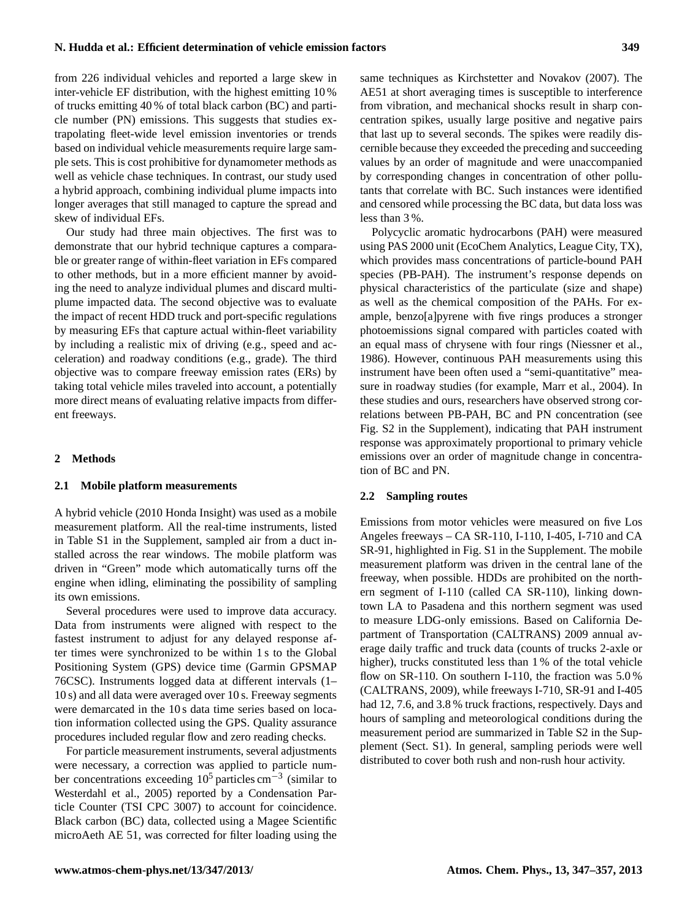from 226 individual vehicles and reported a large skew in inter-vehicle EF distribution, with the highest emitting 10 % of trucks emitting 40 % of total black carbon (BC) and particle number (PN) emissions. This suggests that studies extrapolating fleet-wide level emission inventories or trends based on individual vehicle measurements require large sample sets. This is cost prohibitive for dynamometer methods as well as vehicle chase techniques. In contrast, our study used a hybrid approach, combining individual plume impacts into longer averages that still managed to capture the spread and skew of individual EFs.

Our study had three main objectives. The first was to demonstrate that our hybrid technique captures a comparable or greater range of within-fleet variation in EFs compared to other methods, but in a more efficient manner by avoiding the need to analyze individual plumes and discard multi-plume impacted data. The second objective was to evaluate the impact of recent HDD truck and port-specific regulations by measuring EFs that capture actual within-fleet variability by including a realistic mix of driving (e.g., speed and acceleration) and roadway conditions (e.g., grade). The third objective was to compare freeway emission rates (ERs) by taking total vehicle miles traveled into account, a potentially more direct means of evaluating relative impacts from different freeways.

## 2 Methods

### 2.1 Mobile platform measurements

A hybrid vehicle (2010 Honda Insight) was used as a mobile measurement platform. All the real-time instruments, listed in Table S1 in the Supplement, sampled air from a duct installed across the rear windows. The mobile platform was driven in "Green" mode which automatically turns off the engine when idling, eliminating the possibility of sampling its own emissions.

Several procedures were used to improve data accuracy. Data from instruments were aligned with respect to the fastest instrument to adjust for any delayed response after times were synchronized to be within 1 s to the Global Positioning System (GPS) device time (Garmin GPSMAP 76CSC). Instruments logged data at different intervals (1–10 s) and all data were averaged over 10 s. Freeway segments were demarcated in the 10 s data time series based on location information collected using the GPS. Quality assurance procedures included regular flow and zero reading checks.

For particle measurement instruments, several adjustments were necessary, a correction was applied to particle number concentrations exceeding $10^5$ particles $cm^{-3}$ (similar to Westerdahl et al., 2005) reported by a Condensation Particle Counter (TSI CPC 3007) to account for coincidence. Black carbon (BC) data, collected using a Magee Scientific microAeth AE 51, was corrected for filter loading using the same techniques as Kirchstetter and Novakov (2007). The AE51 at short averaging times is susceptible to interference from vibration, and mechanical shocks result in sharp concentration spikes, usually large positive and negative pairs that last up to several seconds. The spikes were readily discernible because they exceeded the preceding and succeeding values by an order of magnitude and were unaccompanied by corresponding changes in concentration of other pollutants that correlate with BC. Such instances were identified and censored while processing the BC data, but data loss was less than 3 %.

Polycyclic aromatic hydrocarbons (PAH) were measured using PAS 2000 unit (EcoChem Analytics, League City, TX), which provides mass concentrations of particle-bound PAH species (PB-PAH). The instrument's response depends on physical characteristics of the particulate (size and shape) as well as the chemical composition of the PAHs. For example, benzo[a]pyrene with five rings produces a stronger photoemissions signal compared with particles coated with an equal mass of chrysene with four rings (Niessner et al., 1986). However, continuous PAH measurements using this instrument have been often used a "semi-quantitative" measure in roadway studies (for example, Marr et al., 2004). In these studies and ours, researchers have observed strong correlations between PB-PAH, BC and PN concentration (see Fig. S2 in the Supplement), indicating that PAH instrument response was approximately proportional to primary vehicle emissions over an order of magnitude change in concentration of BC and PN.

### 2.2 Sampling routes

Emissions from motor vehicles were measured on five Los Angeles freeways – CA SR-110, I-110, I-405, I-710 and CA SR-91, highlighted in Fig. S1 in the Supplement. The mobile measurement platform was driven in the central lane of the freeway, when possible. HDDs are prohibited on the northern segment of I-110 (called CA SR-110), linking downtown LA to Pasadena and this northern segment was used to measure LDG-only emissions. Based on California Department of Transportation (CALTRANS) 2009 annual average daily traffic and truck data (counts of trucks 2-axle or higher), trucks constituted less than 1 % of the total vehicle flow on SR-110. On southern I-110, the fraction was 5.0 % (CALTRANS, 2009), while freeways I-710, SR-91 and I-405 had 12, 7.6, and 3.8 % truck fractions, respectively. Days and hours of sampling and meteorological conditions during the measurement period are summarized in Table S2 in the Supplement (Sect. S1). In general, sampling periods were well distributed to cover both rush and non-rush hour activity.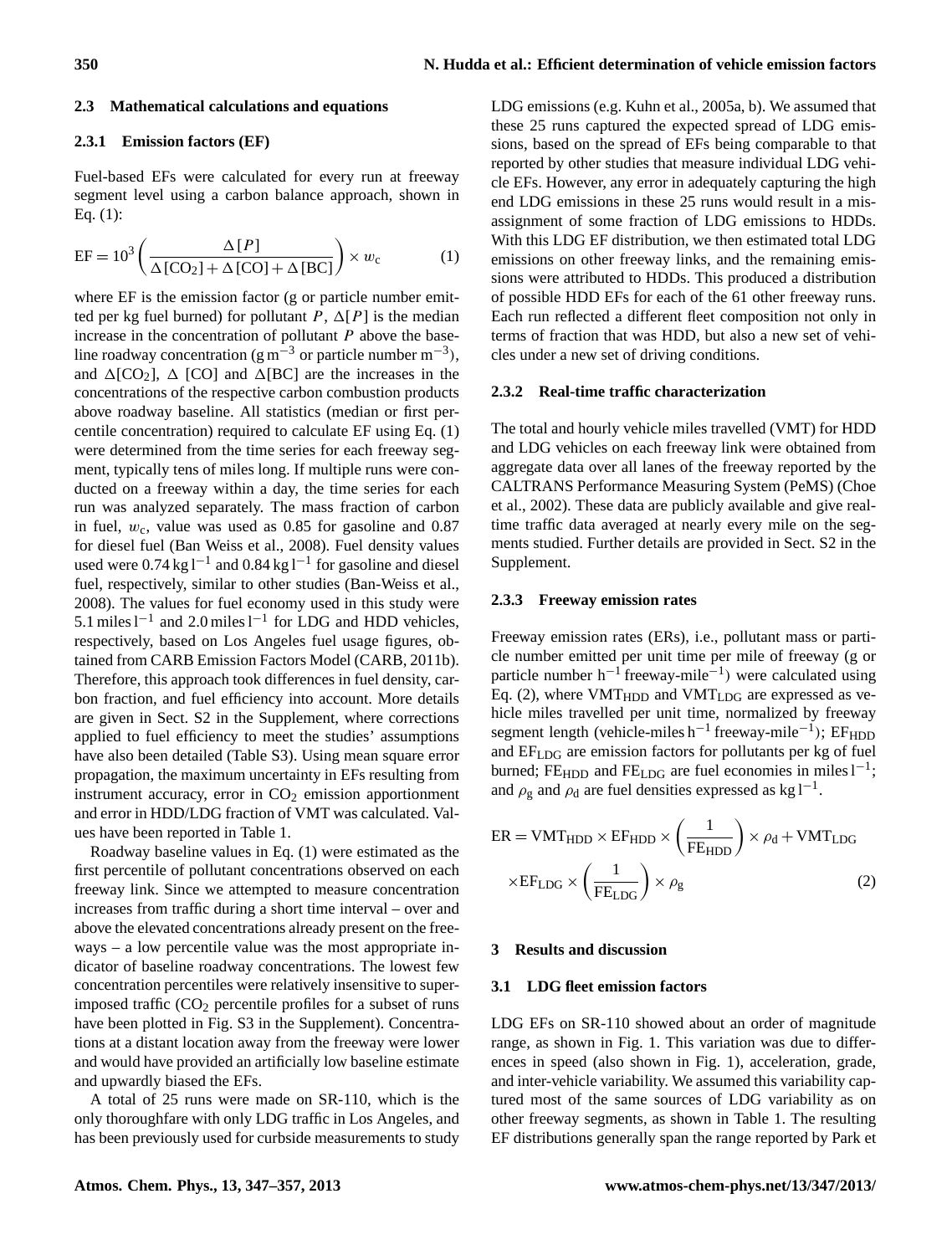### 2.3 Mathematical calculations and equations

#### 2.3.1 Emission factors (EF)

Fuel-based EFs were calculated for every run at freeway segment level using a carbon balance approach, shown in Eq. (1):

$$\mathrm{EF} = 10^3 \left( \frac{\Delta[P]}{\Delta[\mathrm{CO_2}] + \Delta[\mathrm{CO}] + \Delta[\mathrm{BC}]} \right) \times w_c \tag{1}$$

where EF is the emission factor (g or particle number emitted per kg fuel burned) for pollutant $P$, $\Delta[P]$ is the median increase in the concentration of pollutant $P$ above the baseline roadway concentration (g m$^{-3}$ or particle number m$^{-3}$), and $\Delta[CO_2]$, $\Delta$ [CO] and $\Delta$[BC] are the increases in the concentrations of the respective carbon combustion products above roadway baseline. All statistics (median or first percentile concentration) required to calculate EF using Eq. (1) were determined from the time series for each freeway segment, typically tens of miles long. If multiple runs were conducted on a freeway within a day, the time series for each run was analyzed separately. The mass fraction of carbon in fuel, $w_c$, value was used as 0.85 for gasoline and 0.87 for diesel fuel (Ban Weiss et al., 2008). Fuel density values used were 0.74 kg l$^{-1}$ and 0.84 kg l$^{-1}$ for gasoline and diesel fuel, respectively, similar to other studies (Ban-Weiss et al., 2008). The values for fuel economy used in this study were 5.1 miles l$^{-1}$ and 2.0 miles l$^{-1}$ for LDG and HDD vehicles, respectively, based on Los Angeles fuel usage figures, obtained from CARB Emission Factors Model (CARB, 2011b). Therefore, this approach took differences in fuel density, carbon fraction, and fuel efficiency into account. More details are given in Sect. S2 in the Supplement, where corrections applied to fuel efficiency to meet the studies' assumptions have also been detailed (Table S3). Using mean square error propagation, the maximum uncertainty in EFs resulting from instrument accuracy, error in $CO_2$ emission apportionment and error in HDD/LDG fraction of VMT was calculated. Values have been reported in Table 1.

Roadway baseline values in Eq. (1) were estimated as the first percentile of pollutant concentrations observed on each freeway link. Since we attempted to measure concentration increases from traffic during a short time interval – over and above the elevated concentrations already present on the freeways – a low percentile value was the most appropriate indicator of baseline roadway concentrations. The lowest few concentration percentiles were relatively insensitive to superimposed traffic ($CO_2$ percentile profiles for a subset of runs have been plotted in Fig. S3 in the Supplement). Concentrations at a distant location away from the freeway were lower and would have provided an artificially low baseline estimate and upwardly biased the EFs.

A total of 25 runs were made on SR-110, which is the only thoroughfare with only LDG traffic in Los Angeles, and has been previously used for curbside measurements to study LDG emissions (e.g. Kuhn et al., 2005a, b). We assumed that these 25 runs captured the expected spread of LDG emissions, based on the spread of EFs being comparable to that reported by other studies that measure individual LDG vehicle EFs. However, any error in adequately capturing the high end LDG emissions in these 25 runs would result in a misassignment of some fraction of LDG emissions to HDDs. With this LDG EF distribution, we then estimated total LDG emissions on other freeway links, and the remaining emissions were attributed to HDDs. This produced a distribution of possible HDD EFs for each of the 61 other freeway runs. Each run reflected a different fleet composition not only in terms of fraction that was HDD, but also a new set of vehicles under a new set of driving conditions.

#### 2.3.2 Real-time traffic characterization

The total and hourly vehicle miles travelled (VMT) for HDD and LDG vehicles on each freeway link were obtained from aggregate data over all lanes of the freeway reported by the CALTRANS Performance Measuring System (PeMS) (Choe et al., 2002). These data are publicly available and give real-time traffic data averaged at nearly every mile on the segments studied. Further details are provided in Sect. S2 in the Supplement.

#### 2.3.3 Freeway emission rates

Freeway emission rates (ERs), i.e., pollutant mass or particle number emitted per unit time per mile of freeway (g or particle number h$^{-1}$ freeway-mile$^{-1}$) were calculated using Eq. (2), where $\mathrm{VMT_{HDD}}$ and $\mathrm{VMT_{LDG}}$ are expressed as vehicle miles travelled per unit time, normalized by freeway segment length (vehicle-miles h$^{-1}$ freeway-mile$^{-1}$); $\mathrm{EF_{HDD}}$ and $\mathrm{EF_{LDG}}$ are emission factors for pollutants per kg of fuel burned; $\mathrm{FE_{HDD}}$ and $\mathrm{FE_{LDG}}$ are fuel economies in miles l$^{-1}$; and $\rho_g$ and $\rho_d$ are fuel densities expressed as kg l$^{-1}$.

$$\mathrm{ER} = \mathrm{VMT_{HDD}} \times \mathrm{EF_{HDD}} \times \left( \frac{1}{\mathrm{FE_{HDD}}} \right) \times \rho_d + \mathrm{VMT_{LDG}} \times \mathrm{EF_{LDG}} \times \left( \frac{1}{\mathrm{FE_{LDG}}} \right) \times \rho_g \tag{2}$$

## 3 Results and discussion

### 3.1 LDG fleet emission factors

LDG EFs on SR-110 showed about an order of magnitude range, as shown in Fig. 1. This variation was due to differences in speed (also shown in Fig. 1), acceleration, grade, and inter-vehicle variability. We assumed this variability captured most of the same sources of LDG variability as on other freeway segments, as shown in Table 1. The resulting EF distributions generally span the range reported by Park et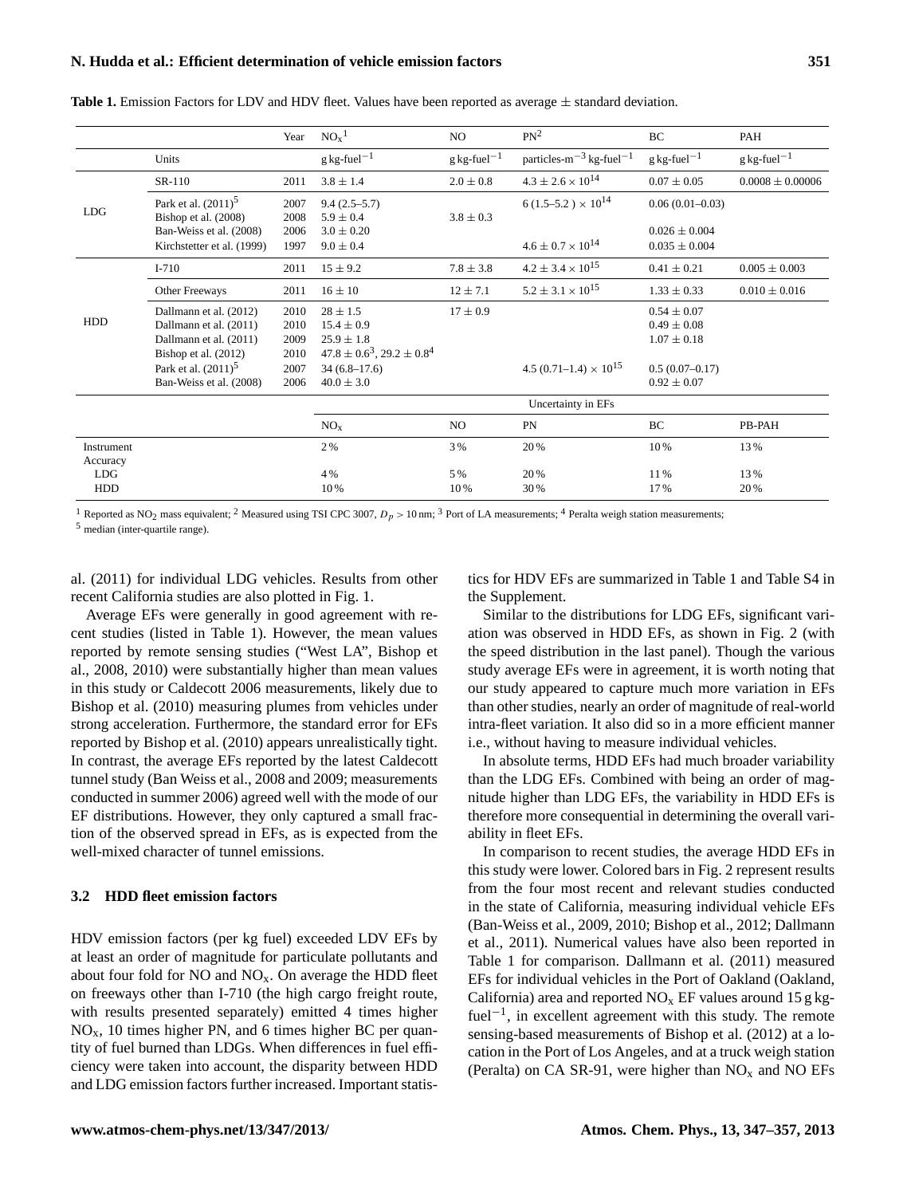**Table 1.** Emission Factors for LDV and HDV fleet. Values have been reported as average ± standard deviation.

| | | Year | $NO_x$[1] | NO | PN[2] | BC | PAH |
|---|---|---|---|---|---|---|---|
| | Units | | $g\,kg\text{-}fuel^{-1}$ | $g\,kg\text{-}fuel^{-1}$ | $particles\text{-}m^{-3}\,kg\text{-}fuel^{-1}$ | $g\,kg\text{-}fuel^{-1}$ | $g\,kg\text{-}fuel^{-1}$ |
| LDG | SR-110 | 2011 | $3.8 \pm 1.4$ | $2.0 \pm 0.8$ | $4.3 \pm 2.6 \times 10^{14}$ | $0.07 \pm 0.05$ | $0.0008 \pm 0.00006$ |
| | Park et al. (2011)[5] | 2007 | 9.4 (2.5–5.7) | | $6\,(1.5\text{–}5.2) \times 10^{14}$ | 0.06 (0.01–0.03) | |
| | Bishop et al. (2008) | 2008 | $5.9 \pm 0.4$ | $3.8 \pm 0.3$ | | | |
| | Ban-Weiss et al. (2008) | 2006 | $3.0 \pm 0.20$ | | | $0.026 \pm 0.004$ | |
| | Kirchstetter et al. (1999) | 1997 | $9.0 \pm 0.4$ | | $4.6 \pm 0.7 \times 10^{14}$ | $0.035 \pm 0.004$ | |
| HDD | I-710 | 2011 | $15 \pm 9.2$ | $7.8 \pm 3.8$ | $4.2 \pm 3.4 \times 10^{15}$ | $0.41 \pm 0.21$ | $0.005 \pm 0.003$ |
| | Other Freeways | 2011 | $16 \pm 10$ | $12 \pm 7.1$ | $5.2 \pm 3.1 \times 10^{15}$ | $1.33 \pm 0.33$ | $0.010 \pm 0.016$ |
| | Dallmann et al. (2012) | 2010 | $28 \pm 1.5$ | $17 \pm 0.9$ | | $0.54 \pm 0.07$ | |
| | Dallmann et al. (2011) | 2010 | $15.4 \pm 0.9$ | | | $0.49 \pm 0.08$ | |
| | Dallmann et al. (2011) | 2009 | $25.9 \pm 1.8$ | | | $1.07 \pm 0.18$ | |
| | Bishop et al. (2012) | 2010 | $47.8 \pm 0.6$[3], $29.2 \pm 0.8$[4] | | | | |
| | Park et al. (2011)[5] | 2007 | 34 (6.8–17.6) | | $4.5\,(0.71\text{–}1.4) \times 10^{15}$ | 0.5 (0.07–0.17) | |
| | Ban-Weiss et al. (2008) | 2006 | $40.0 \pm 3.0$ | | | $0.92 \pm 0.07$ | |
| | | | Uncertainty in EFs | | | | |
| | | | $NO_x$ | NO | PN | BC | PB-PAH |
| Instrument Accuracy | | | 2 % | 3 % | 20 % | 10 % | 13 % |
| LDG | | | 4 % | 5 % | 20 % | 11 % | 13 % |
| HDD | | | 10 % | 10 % | 30 % | 17 % | 20 % |

[1] Reported as $NO_2$ mass equivalent; [2] Measured using TSI CPC 3007, $D_p > 10$ nm; [3] Port of LA measurements; [4] Peralta weigh station measurements; [5] median (inter-quartile range).

al. (2011) for individual LDG vehicles. Results from other recent California studies are also plotted in Fig. 1.

Average EFs were generally in good agreement with recent studies (listed in Table 1). However, the mean values reported by remote sensing studies ("West LA", Bishop et al., 2008, 2010) were substantially higher than mean values in this study or Caldecott 2006 measurements, likely due to Bishop et al. (2010) measuring plumes from vehicles under strong acceleration. Furthermore, the standard error for EFs reported by Bishop et al. (2010) appears unrealistically tight. In contrast, the average EFs reported by the latest Caldecott tunnel study (Ban Weiss et al., 2008 and 2009; measurements conducted in summer 2006) agreed well with the mode of our EF distributions. However, they only captured a small fraction of the observed spread in EFs, as is expected from the well-mixed character of tunnel emissions.

### 3.2 HDD fleet emission factors

HDV emission factors (per kg fuel) exceeded LDV EFs by at least an order of magnitude for particulate pollutants and about four fold for NO and $NO_x$. On average the HDD fleet on freeways other than I-710 (the high cargo freight route, with results presented separately) emitted 4 times higher $NO_x$, 10 times higher PN, and 6 times higher BC per quantity of fuel burned than LDGs. When differences in fuel efficiency were taken into account, the disparity between HDD and LDG emission factors further increased. Important statistics for HDV EFs are summarized in Table 1 and Table S4 in the Supplement.

Similar to the distributions for LDG EFs, significant variation was observed in HDD EFs, as shown in Fig. 2 (with the speed distribution in the last panel). Though the various study average EFs were in agreement, it is worth noting that our study appeared to capture much more variation in EFs than other studies, nearly an order of magnitude of real-world intra-fleet variation. It also did so in a more efficient manner i.e., without having to measure individual vehicles.

In absolute terms, HDD EFs had much broader variability than the LDG EFs. Combined with being an order of magnitude higher than LDG EFs, the variability in HDD EFs is therefore more consequential in determining the overall variability in fleet EFs.

In comparison to recent studies, the average HDD EFs in this study were lower. Colored bars in Fig. 2 represent results from the four most recent and relevant studies conducted in the state of California, measuring individual vehicle EFs (Ban-Weiss et al., 2009, 2010; Bishop et al., 2012; Dallmann et al., 2011). Numerical values have also been reported in Table 1 for comparison. Dallmann et al. (2011) measured EFs for individual vehicles in the Port of Oakland (Oakland, California) area and reported $NO_x$ EF values around 15 g kg-fuel$^{-1}$, in excellent agreement with this study. The remote sensing-based measurements of Bishop et al. (2012) at a location in the Port of Los Angeles, and at a truck weigh station (Peralta) on CA SR-91, were higher than $NO_x$ and NO EFs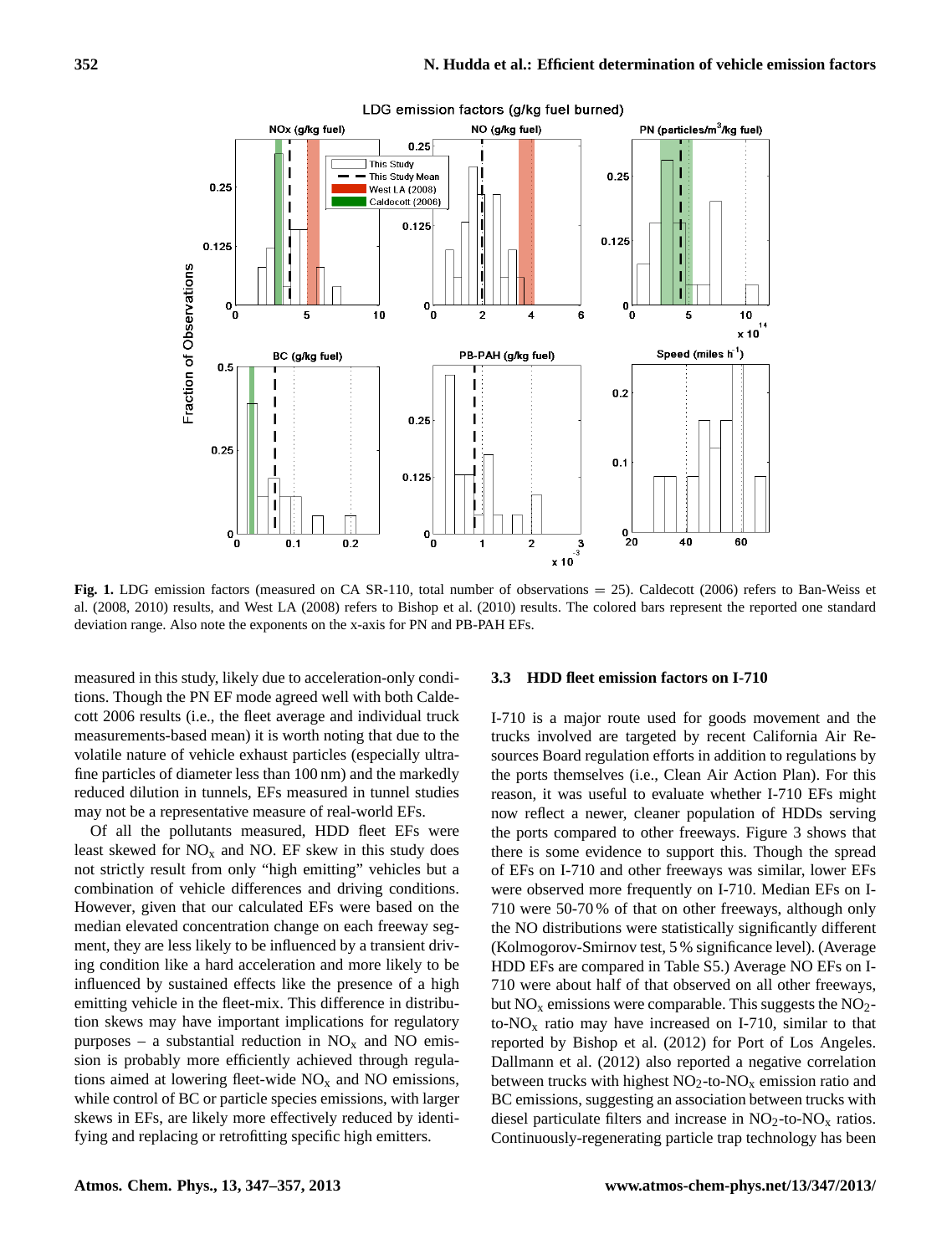**Fig. 1.** LDG emission factors (measured on CA SR-110, total number of observations = 25). Caldecott (2006) refers to Ban-Weiss et al. (2008, 2010) results, and West LA (2008) refers to Bishop et al. (2010) results. The colored bars represent the reported one standard deviation range. Also note the exponents on the x-axis for PN and PB-PAH EFs.

measured in this study, likely due to acceleration-only conditions. Though the PN EF mode agreed well with both Caldecott 2006 results (i.e., the fleet average and individual truck measurements-based mean) it is worth noting that due to the volatile nature of vehicle exhaust particles (especially ultrafine particles of diameter less than 100 nm) and the markedly reduced dilution in tunnels, EFs measured in tunnel studies may not be a representative measure of real-world EFs.

Of all the pollutants measured, HDD fleet EFs were least skewed for $NO_x$ and NO. EF skew in this study does not strictly result from only "high emitting" vehicles but a combination of vehicle differences and driving conditions. However, given that our calculated EFs were based on the median elevated concentration change on each freeway segment, they are less likely to be influenced by a transient driving condition like a hard acceleration and more likely to be influenced by sustained effects like the presence of a high emitting vehicle in the fleet-mix. This difference in distribution skews may have important implications for regulatory purposes – a substantial reduction in $NO_x$ and NO emission is probably more efficiently achieved through regulations aimed at lowering fleet-wide $NO_x$ and NO emissions, while control of BC or particle species emissions, with larger skews in EFs, are likely more effectively reduced by identifying and replacing or retrofitting specific high emitters.

### 3.3 HDD fleet emission factors on I-710

I-710 is a major route used for goods movement and the trucks involved are targeted by recent California Air Resources Board regulation efforts in addition to regulations by the ports themselves (i.e., Clean Air Action Plan). For this reason, it was useful to evaluate whether I-710 EFs might now reflect a newer, cleaner population of HDDs serving the ports compared to other freeways. Figure 3 shows that there is some evidence to support this. Though the spread of EFs on I-710 and other freeways was similar, lower EFs were observed more frequently on I-710. Median EFs on I-710 were 50-70 % of that on other freeways, although only the NO distributions were statistically significantly different (Kolmogorov-Smirnov test, 5 % significance level). (Average HDD EFs are compared in Table S5.) Average NO EFs on I-710 were about half of that observed on all other freeways, but $NO_x$ emissions were comparable. This suggests the $NO_2$-to-$NO_x$ ratio may have increased on I-710, similar to that reported by Bishop et al. (2012) for Port of Los Angeles. Dallmann et al. (2012) also reported a negative correlation between trucks with highest $NO_2$-to-$NO_x$ emission ratio and BC emissions, suggesting an association between trucks with diesel particulate filters and increase in $NO_2$-to-$NO_x$ ratios. Continuously-regenerating particle trap technology has been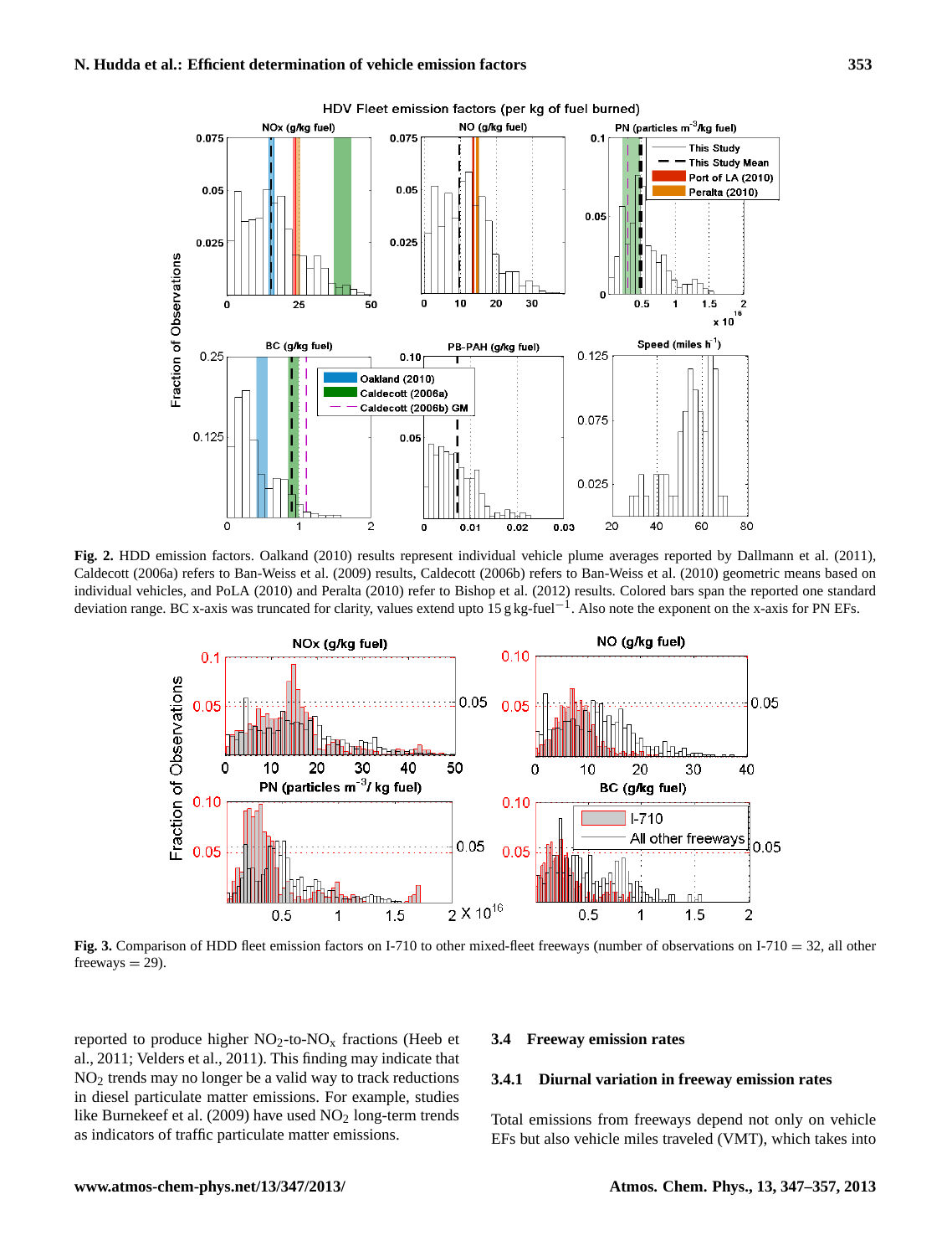**Fig. 2.** HDD emission factors. Oalkand (2010) results represent individual vehicle plume averages reported by Dallmann et al. (2011), Caldecott (2006a) refers to Ban-Weiss et al. (2009) results, Caldecott (2006b) refers to Ban-Weiss et al. (2010) geometric means based on individual vehicles, and PoLA (2010) and Peralta (2010) refer to Bishop et al. (2012) results. Colored bars span the reported one standard deviation range. BC x-axis was truncated for clarity, values extend upto 15 g kg-fuel$^{-1}$. Also note the exponent on the x-axis for PN EFs.

**Fig. 3.** Comparison of HDD fleet emission factors on I-710 to other mixed-fleet freeways (number of observations on I-710 = 32, all other freeways = 29).

reported to produce higher $NO_2$-to-$NO_x$ fractions (Heeb et al., 2011; Velders et al., 2011). This finding may indicate that $NO_2$ trends may no longer be a valid way to track reductions in diesel particulate matter emissions. For example, studies like Burnekeef et al. (2009) have used $NO_2$ long-term trends as indicators of traffic particulate matter emissions.

### 3.4 Freeway emission rates

#### 3.4.1 Diurnal variation in freeway emission rates

Total emissions from freeways depend not only on vehicle EFs but also vehicle miles traveled (VMT), which takes into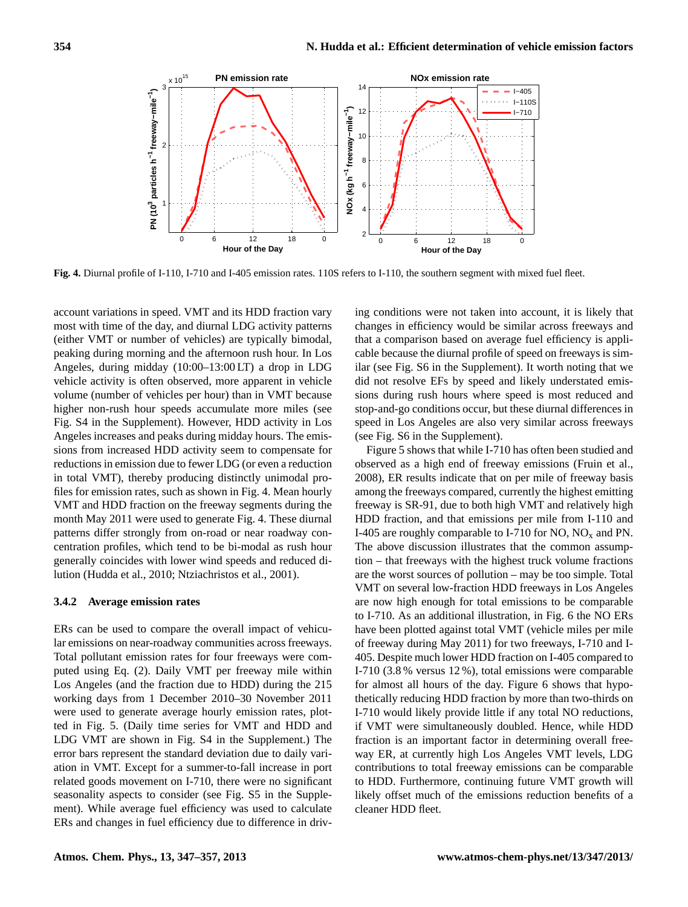Fig. 4. Diurnal profile of I-110, I-710 and I-405 emission rates. 110S refers to I-110, the southern segment with mixed fuel fleet.

account variations in speed. VMT and its HDD fraction vary most with time of the day, and diurnal LDG activity patterns (either VMT or number of vehicles) are typically bimodal, peaking during morning and the afternoon rush hour. In Los Angeles, during midday (10:00–13:00 LT) a drop in LDG vehicle activity is often observed, more apparent in vehicle volume (number of vehicles per hour) than in VMT because higher non-rush hour speeds accumulate more miles (see Fig. S4 in the Supplement). However, HDD activity in Los Angeles increases and peaks during midday hours. The emissions from increased HDD activity seem to compensate for reductions in emission due to fewer LDG (or even a reduction in total VMT), thereby producing distinctly unimodal profiles for emission rates, such as shown in Fig. 4. Mean hourly VMT and HDD fraction on the freeway segments during the month May 2011 were used to generate Fig. 4. These diurnal patterns differ strongly from on-road or near roadway concentration profiles, which tend to be bi-modal as rush hour generally coincides with lower wind speeds and reduced dilution (Hudda et al., 2010; Ntziachristos et al., 2001).

### 3.4.2 Average emission rates

ERs can be used to compare the overall impact of vehicular emissions on near-roadway communities across freeways. Total pollutant emission rates for four freeways were computed using Eq. (2). Daily VMT per freeway mile within Los Angeles (and the fraction due to HDD) during the 215 working days from 1 December 2010–30 November 2011 were used to generate average hourly emission rates, plotted in Fig. 5. (Daily time series for VMT and HDD and LDG VMT are shown in Fig. S4 in the Supplement.) The error bars represent the standard deviation due to daily variation in VMT. Except for a summer-to-fall increase in port related goods movement on I-710, there were no significant seasonality aspects to consider (see Fig. S5 in the Supplement). While average fuel efficiency was used to calculate ERs and changes in fuel efficiency due to difference in driving conditions were not taken into account, it is likely that changes in efficiency would be similar across freeways and that a comparison based on average fuel efficiency is applicable because the diurnal profile of speed on freeways is similar (see Fig. S6 in the Supplement). It worth noting that we did not resolve EFs by speed and likely understated emissions during rush hours where speed is most reduced and stop-and-go conditions occur, but these diurnal differences in speed in Los Angeles are also very similar across freeways (see Fig. S6 in the Supplement).

Figure 5 shows that while I-710 has often been studied and observed as a high end of freeway emissions (Fruin et al., 2008), ER results indicate that on per mile of freeway basis among the freeways compared, currently the highest emitting freeway is SR-91, due to both high VMT and relatively high HDD fraction, and that emissions per mile from I-110 and I-405 are roughly comparable to I-710 for NO, $NO_x$ and PN. The above discussion illustrates that the common assumption – that freeways with the highest truck volume fractions are the worst sources of pollution – may be too simple. Total VMT on several low-fraction HDD freeways in Los Angeles are now high enough for total emissions to be comparable to I-710. As an additional illustration, in Fig. 6 the NO ERs have been plotted against total VMT (vehicle miles per mile of freeway during May 2011) for two freeways, I-710 and I-405. Despite much lower HDD fraction on I-405 compared to I-710 (3.8 % versus 12 %), total emissions were comparable for almost all hours of the day. Figure 6 shows that hypothetically reducing HDD fraction by more than two-thirds on I-710 would likely provide little if any total NO reductions, if VMT were simultaneously doubled. Hence, while HDD fraction is an important factor in determining overall freeway ER, at currently high Los Angeles VMT levels, LDG contributions to total freeway emissions can be comparable to HDD. Furthermore, continuing future VMT growth will likely offset much of the emissions reduction benefits of a cleaner HDD fleet.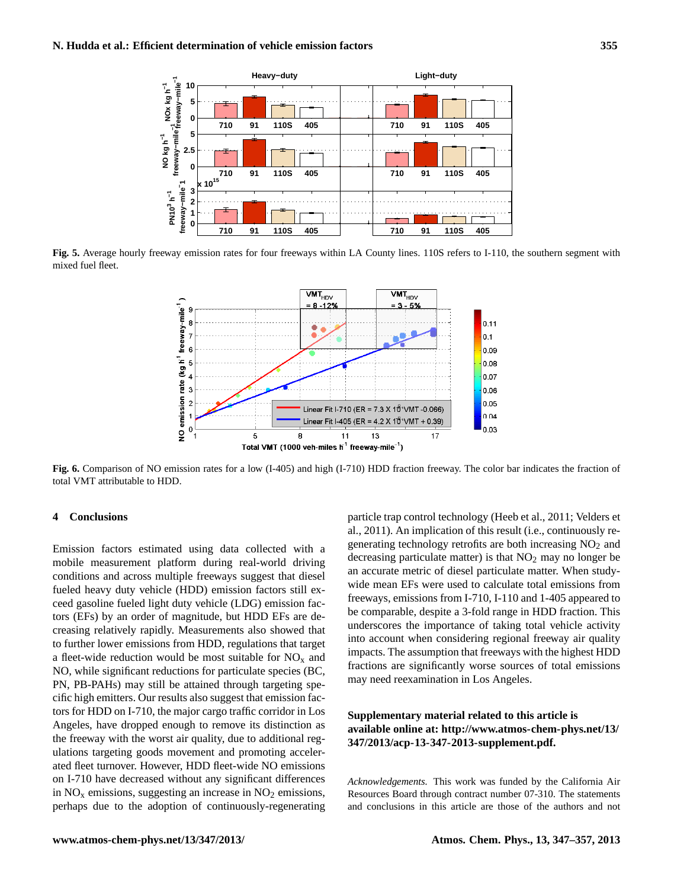**Fig. 5.** Average hourly freeway emission rates for four freeways within LA County lines. 110S refers to I-110, the southern segment with mixed fuel fleet.

**Fig. 6.** Comparison of NO emission rates for a low (I-405) and high (I-710) HDD fraction freeway. The color bar indicates the fraction of total VMT attributable to HDD.

## 4 Conclusions

Emission factors estimated using data collected with a mobile measurement platform during real-world driving conditions and across multiple freeways suggest that diesel fueled heavy duty vehicle (HDD) emission factors still exceed gasoline fueled light duty vehicle (LDG) emission factors (EFs) by an order of magnitude, but HDD EFs are decreasing relatively rapidly. Measurements also showed that to further lower emissions from HDD, regulations that target a fleet-wide reduction would be most suitable for $NO_x$ and NO, while significant reductions for particulate species (BC, PN, PB-PAHs) may still be attained through targeting specific high emitters. Our results also suggest that emission factors for HDD on I-710, the major cargo traffic corridor in Los Angeles, have dropped enough to remove its distinction as the freeway with the worst air quality, due to additional regulations targeting goods movement and promoting accelerated fleet turnover. However, HDD fleet-wide NO emissions on I-710 have decreased without any significant differences in $NO_x$ emissions, suggesting an increase in $NO_2$ emissions, perhaps due to the adoption of continuously-regenerating particle trap control technology (Heeb et al., 2011; Velders et al., 2011). An implication of this result (i.e., continuously regenerating technology retrofits are both increasing $NO_2$ and decreasing particulate matter) is that $NO_2$ may no longer be an accurate metric of diesel particulate matter. When study-wide mean EFs were used to calculate total emissions from freeways, emissions from I-710, I-110 and 1-405 appeared to be comparable, despite a 3-fold range in HDD fraction. This underscores the importance of taking total vehicle activity into account when considering regional freeway air quality impacts. The assumption that freeways with the highest HDD fractions are significantly worse sources of total emissions may need reexamination in Los Angeles.

**Supplementary material related to this article is available online at: http://www.atmos-chem-phys.net/13/347/2013/acp-13-347-2013-supplement.pdf.**

*Acknowledgements.* This work was funded by the California Air Resources Board through contract number 07-310. The statements and conclusions in this article are those of the authors and not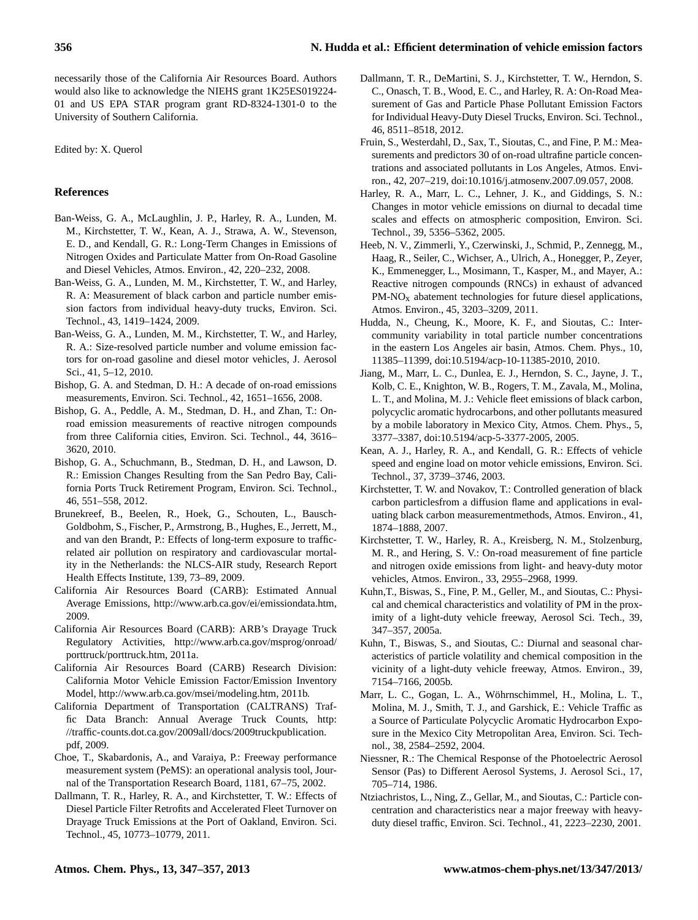necessarily those of the California Air Resources Board. Authors would also like to acknowledge the NIEHS grant 1K25ES019224-01 and US EPA STAR program grant RD-8324-1301-0 to the University of Southern California.

Edited by: X. Querol

## References

Ban-Weiss, G. A., McLaughlin, J. P., Harley, R. A., Lunden, M. M., Kirchstetter, T. W., Kean, A. J., Strawa, A. W., Stevenson, E. D., and Kendall, G. R.: Long-Term Changes in Emissions of Nitrogen Oxides and Particulate Matter from On-Road Gasoline and Diesel Vehicles, Atmos. Environ., 42, 220–232, 2008.

Ban-Weiss, G. A., Lunden, M. M., Kirchstetter, T. W., and Harley, R. A: Measurement of black carbon and particle number emission factors from individual heavy-duty trucks, Environ. Sci. Technol., 43, 1419–1424, 2009.

Ban-Weiss, G. A., Lunden, M. M., Kirchstetter, T. W., and Harley, R. A.: Size-resolved particle number and volume emission factors for on-road gasoline and diesel motor vehicles, J. Aerosol Sci., 41, 5–12, 2010.

Bishop, G. A. and Stedman, D. H.: A decade of on-road emissions measurements, Environ. Sci. Technol., 42, 1651–1656, 2008.

Bishop, G. A., Peddle, A. M., Stedman, D. H., and Zhan, T.: On-road emission measurements of reactive nitrogen compounds from three California cities, Environ. Sci. Technol., 44, 3616–3620, 2010.

Bishop, G. A., Schuchmann, B., Stedman, D. H., and Lawson, D. R.: Emission Changes Resulting from the San Pedro Bay, California Ports Truck Retirement Program, Environ. Sci. Technol., 46, 551–558, 2012.

Brunekreef, B., Beelen, R., Hoek, G., Schouten, L., Bausch-Goldbohm, S., Fischer, P., Armstrong, B., Hughes, E., Jerrett, M., and van den Brandt, P.: Effects of long-term exposure to traffic-related air pollution on respiratory and cardiovascular mortality in the Netherlands: the NLCS-AIR study, Research Report Health Effects Institute, 139, 73–89, 2009.

California Air Resources Board (CARB): Estimated Annual Average Emissions, http://www.arb.ca.gov/ei/emissiondata.htm, 2009.

California Air Resources Board (CARB): ARB's Drayage Truck Regulatory Activities, http://www.arb.ca.gov/msprog/onroad/porttruck/porttruck.htm, 2011a.

California Air Resources Board (CARB) Research Division: California Motor Vehicle Emission Factor/Emission Inventory Model, http://www.arb.ca.gov/msei/modeling.htm, 2011b.

California Department of Transportation (CALTRANS) Traffic Data Branch: Annual Average Truck Counts, http://traffic-counts.dot.ca.gov/2009all/docs/2009truckpublication.pdf, 2009.

Choe, T., Skabardonis, A., and Varaiya, P.: Freeway performance measurement system (PeMS): an operational analysis tool, Journal of the Transportation Research Board, 1181, 67–75, 2002.

Dallmann, T. R., Harley, R. A., and Kirchstetter, T. W.: Effects of Diesel Particle Filter Retrofits and Accelerated Fleet Turnover on Drayage Truck Emissions at the Port of Oakland, Environ. Sci. Technol., 45, 10773–10779, 2011.

Dallmann, T. R., DeMartini, S. J., Kirchstetter, T. W., Herndon, S. C., Onasch, T. B., Wood, E. C., and Harley, R. A: On-Road Measurement of Gas and Particle Phase Pollutant Emission Factors for Individual Heavy-Duty Diesel Trucks, Environ. Sci. Technol., 46, 8511–8518, 2012.

Fruin, S., Westerdahl, D., Sax, T., Sioutas, C., and Fine, P. M.: Measurements and predictors 30 of on-road ultrafine particle concentrations and associated pollutants in Los Angeles, Atmos. Environ., 42, 207–219, doi:10.1016/j.atmosenv.2007.09.057, 2008.

Harley, R. A., Marr, L. C., Lehner, J. K., and Giddings, S. N.: Changes in motor vehicle emissions on diurnal to decadal time scales and effects on atmospheric composition, Environ. Sci. Technol., 39, 5356–5362, 2005.

Heeb, N. V., Zimmerli, Y., Czerwinski, J., Schmid, P., Zennegg, M., Haag, R., Seiler, C., Wichser, A., Ulrich, A., Honegger, P., Zeyer, K., Emmenegger, L., Mosimann, T., Kasper, M., and Mayer, A.: Reactive nitrogen compounds (RNCs) in exhaust of advanced PM-$NO_x$ abatement technologies for future diesel applications, Atmos. Environ., 45, 3203–3209, 2011.

Hudda, N., Cheung, K., Moore, K. F., and Sioutas, C.: Inter-community variability in total particle number concentrations in the eastern Los Angeles air basin, Atmos. Chem. Phys., 10, 11385–11399, doi:10.5194/acp-10-11385-2010, 2010.

Jiang, M., Marr, L. C., Dunlea, E. J., Herndon, S. C., Jayne, J. T., Kolb, C. E., Knighton, W. B., Rogers, T. M., Zavala, M., Molina, L. T., and Molina, M. J.: Vehicle fleet emissions of black carbon, polycyclic aromatic hydrocarbons, and other pollutants measured by a mobile laboratory in Mexico City, Atmos. Chem. Phys., 5, 3377–3387, doi:10.5194/acp-5-3377-2005, 2005.

Kean, A. J., Harley, R. A., and Kendall, G. R.: Effects of vehicle speed and engine load on motor vehicle emissions, Environ. Sci. Technol., 37, 3739–3746, 2003.

Kirchstetter, T. W. and Novakov, T.: Controlled generation of black carbon particlesfrom a diffusion flame and applications in evaluating black carbon measurementmethods, Atmos. Environ., 41, 1874–1888, 2007.

Kirchstetter, T. W., Harley, R. A., Kreisberg, N. M., Stolzenburg, M. R., and Hering, S. V.: On-road measurement of fine particle and nitrogen oxide emissions from light- and heavy-duty motor vehicles, Atmos. Environ., 33, 2955–2968, 1999.

Kuhn,T., Biswas, S., Fine, P. M., Geller, M., and Sioutas, C.: Physical and chemical characteristics and volatility of PM in the proximity of a light-duty vehicle freeway, Aerosol Sci. Tech., 39, 347–357, 2005a.

Kuhn, T., Biswas, S., and Sioutas, C.: Diurnal and seasonal characteristics of particle volatility and chemical composition in the vicinity of a light-duty vehicle freeway, Atmos. Environ., 39, 7154–7166, 2005b.

Marr, L. C., Gogan, L. A., Wöhrnschimmel, H., Molina, L. T., Molina, M. J., Smith, T. J., and Garshick, E.: Vehicle Traffic as a Source of Particulate Polycyclic Aromatic Hydrocarbon Exposure in the Mexico City Metropolitan Area, Environ. Sci. Technol., 38, 2584–2592, 2004.

Niessner, R.: The Chemical Response of the Photoelectric Aerosol Sensor (Pas) to Different Aerosol Systems, J. Aerosol Sci., 17, 705–714, 1986.

Ntziachristos, L., Ning, Z., Gellar, M., and Sioutas, C.: Particle concentration and characteristics near a major freeway with heavy-duty diesel traffic, Environ. Sci. Technol., 41, 2223–2230, 2001.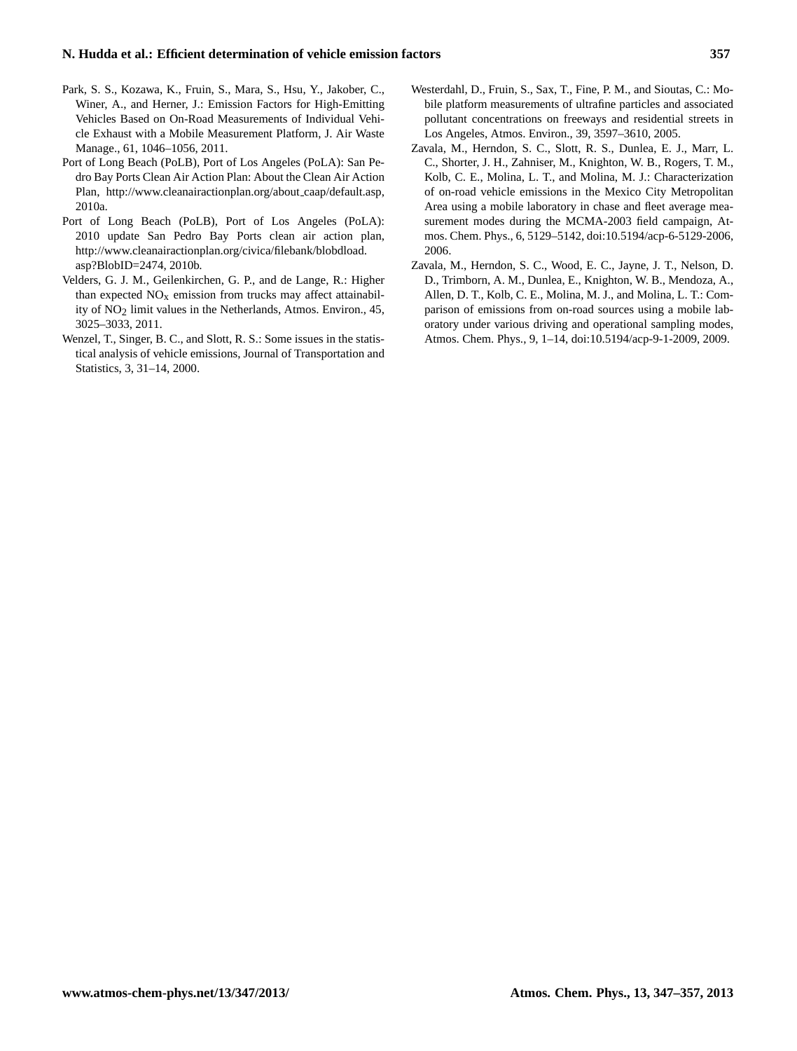Park, S. S., Kozawa, K., Fruin, S., Mara, S., Hsu, Y., Jakober, C., Winer, A., and Herner, J.: Emission Factors for High-Emitting Vehicles Based on On-Road Measurements of Individual Vehicle Exhaust with a Mobile Measurement Platform, J. Air Waste Manage., 61, 1046–1056, 2011.

Port of Long Beach (PoLB), Port of Los Angeles (PoLA): San Pedro Bay Ports Clean Air Action Plan: About the Clean Air Action Plan, http://www.cleanairactionplan.org/about_caap/default.asp, 2010a.

Port of Long Beach (PoLB), Port of Los Angeles (PoLA): 2010 update San Pedro Bay Ports clean air action plan, http://www.cleanairactionplan.org/civica/filebank/blobdload.asp?BlobID=2474, 2010b.

Velders, G. J. M., Geilenkirchen, G. P., and de Lange, R.: Higher than expected $NO_x$ emission from trucks may affect attainability of $NO_2$ limit values in the Netherlands, Atmos. Environ., 45, 3025–3033, 2011.

Wenzel, T., Singer, B. C., and Slott, R. S.: Some issues in the statistical analysis of vehicle emissions, Journal of Transportation and Statistics, 3, 31–14, 2000.

Westerdahl, D., Fruin, S., Sax, T., Fine, P. M., and Sioutas, C.: Mobile platform measurements of ultrafine particles and associated pollutant concentrations on freeways and residential streets in Los Angeles, Atmos. Environ., 39, 3597–3610, 2005.

Zavala, M., Herndon, S. C., Slott, R. S., Dunlea, E. J., Marr, L. C., Shorter, J. H., Zahniser, M., Knighton, W. B., Rogers, T. M., Kolb, C. E., Molina, L. T., and Molina, M. J.: Characterization of on-road vehicle emissions in the Mexico City Metropolitan Area using a mobile laboratory in chase and fleet average measurement modes during the MCMA-2003 field campaign, Atmos. Chem. Phys., 6, 5129–5142, doi:10.5194/acp-6-5129-2006, 2006.

Zavala, M., Herndon, S. C., Wood, E. C., Jayne, J. T., Nelson, D. D., Trimborn, A. M., Dunlea, E., Knighton, W. B., Mendoza, A., Allen, D. T., Kolb, C. E., Molina, M. J., and Molina, L. T.: Comparison of emissions from on-road sources using a mobile laboratory under various driving and operational sampling modes, Atmos. Chem. Phys., 9, 1–14, doi:10.5194/acp-9-1-2009, 2009.